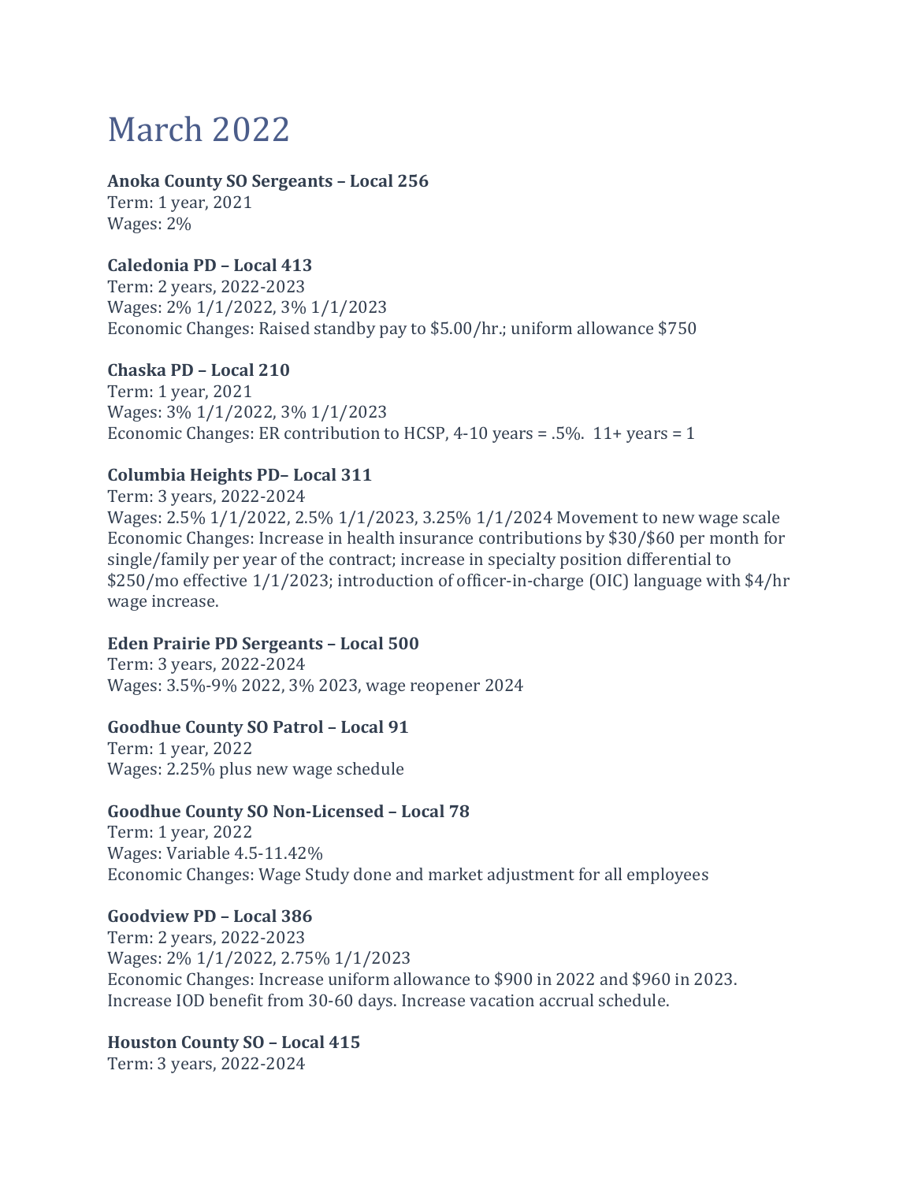# March 2022

**Anoka County SO Sergeants – Local 256**
Term: 1 year, 2021
Wages: 2%

**Caledonia PD – Local 413**
Term: 2 years, 2022-2023
Wages: 2% 1/1/2022, 3% 1/1/2023
Economic Changes: Raised standby pay to $5.00/hr.; uniform allowance $750

**Chaska PD – Local 210**
Term: 1 year, 2021
Wages: 3% 1/1/2022, 3% 1/1/2023
Economic Changes: ER contribution to HCSP, 4-10 years = .5%. 11+ years = 1

**Columbia Heights PD– Local 311**
Term: 3 years, 2022-2024
Wages: 2.5% 1/1/2022, 2.5% 1/1/2023, 3.25% 1/1/2024 Movement to new wage scale
Economic Changes: Increase in health insurance contributions by $30/$60 per month for single/family per year of the contract; increase in specialty position differential to $250/mo effective 1/1/2023; introduction of officer-in-charge (OIC) language with $4/hr wage increase.

**Eden Prairie PD Sergeants – Local 500**
Term: 3 years, 2022-2024
Wages: 3.5%-9% 2022, 3% 2023, wage reopener 2024

**Goodhue County SO Patrol – Local 91**
Term: 1 year, 2022
Wages: 2.25% plus new wage schedule

**Goodhue County SO Non-Licensed – Local 78**
Term: 1 year, 2022
Wages: Variable 4.5-11.42%
Economic Changes: Wage Study done and market adjustment for all employees

**Goodview PD – Local 386**
Term: 2 years, 2022-2023
Wages: 2% 1/1/2022, 2.75% 1/1/2023
Economic Changes: Increase uniform allowance to $900 in 2022 and $960 in 2023. Increase IOD benefit from 30-60 days. Increase vacation accrual schedule.

**Houston County SO – Local 415**
Term: 3 years, 2022-2024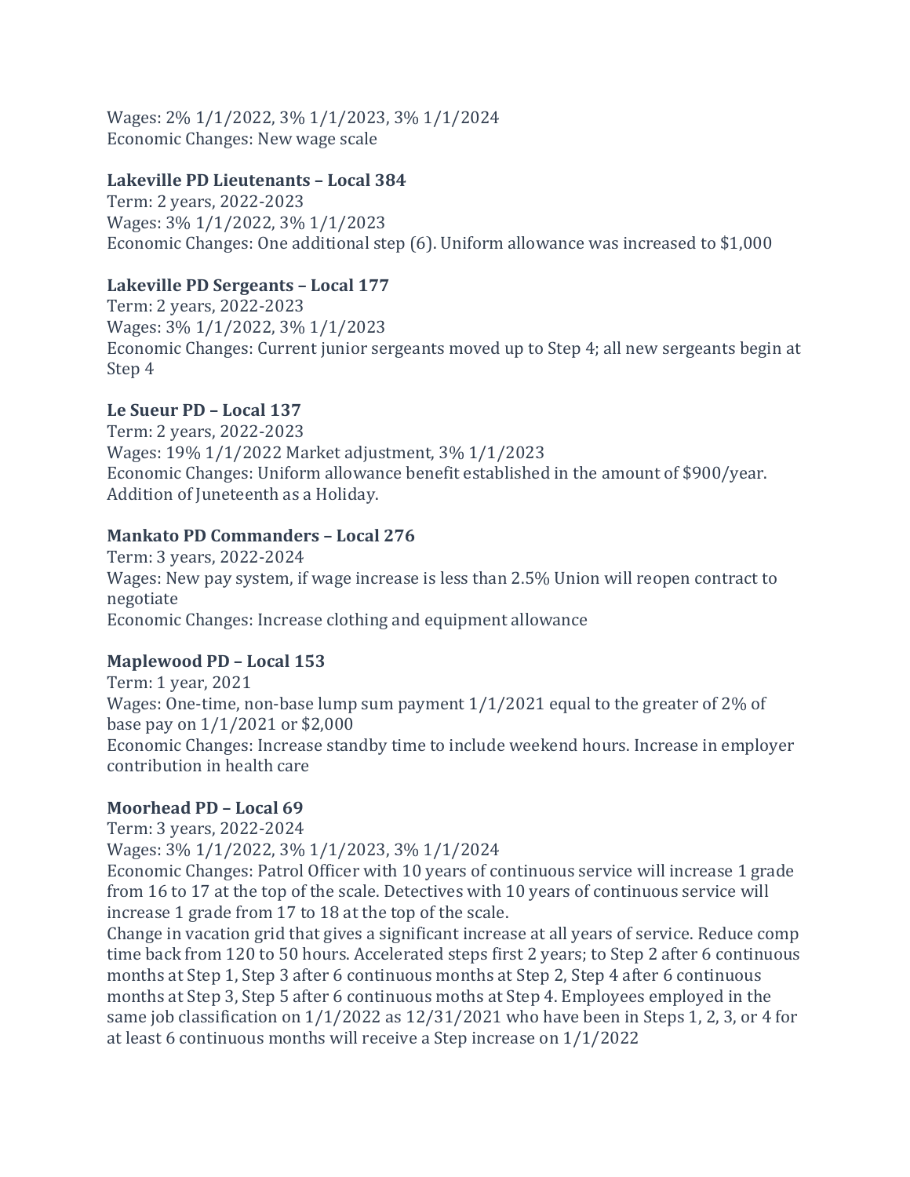Wages: 2% 1/1/2022, 3% 1/1/2023, 3% 1/1/2024
Economic Changes: New wage scale

**Lakeville PD Lieutenants – Local 384**
Term: 2 years, 2022-2023
Wages: 3% 1/1/2022, 3% 1/1/2023
Economic Changes: One additional step (6). Uniform allowance was increased to $1,000

**Lakeville PD Sergeants – Local 177**
Term: 2 years, 2022-2023
Wages: 3% 1/1/2022, 3% 1/1/2023
Economic Changes: Current junior sergeants moved up to Step 4; all new sergeants begin at Step 4

**Le Sueur PD – Local 137**
Term: 2 years, 2022-2023
Wages: 19% 1/1/2022 Market adjustment, 3% 1/1/2023
Economic Changes: Uniform allowance benefit established in the amount of $900/year. Addition of Juneteenth as a Holiday.

**Mankato PD Commanders – Local 276**
Term: 3 years, 2022-2024
Wages: New pay system, if wage increase is less than 2.5% Union will reopen contract to negotiate
Economic Changes: Increase clothing and equipment allowance

**Maplewood PD – Local 153**
Term: 1 year, 2021
Wages: One-time, non-base lump sum payment 1/1/2021 equal to the greater of 2% of base pay on 1/1/2021 or $2,000
Economic Changes: Increase standby time to include weekend hours. Increase in employer contribution in health care

**Moorhead PD – Local 69**
Term: 3 years, 2022-2024
Wages: 3% 1/1/2022, 3% 1/1/2023, 3% 1/1/2024
Economic Changes: Patrol Officer with 10 years of continuous service will increase 1 grade from 16 to 17 at the top of the scale. Detectives with 10 years of continuous service will increase 1 grade from 17 to 18 at the top of the scale.
Change in vacation grid that gives a significant increase at all years of service. Reduce comp time back from 120 to 50 hours. Accelerated steps first 2 years; to Step 2 after 6 continuous months at Step 1, Step 3 after 6 continuous months at Step 2, Step 4 after 6 continuous months at Step 3, Step 5 after 6 continuous moths at Step 4. Employees employed in the same job classification on 1/1/2022 as 12/31/2021 who have been in Steps 1, 2, 3, or 4 for at least 6 continuous months will receive a Step increase on 1/1/2022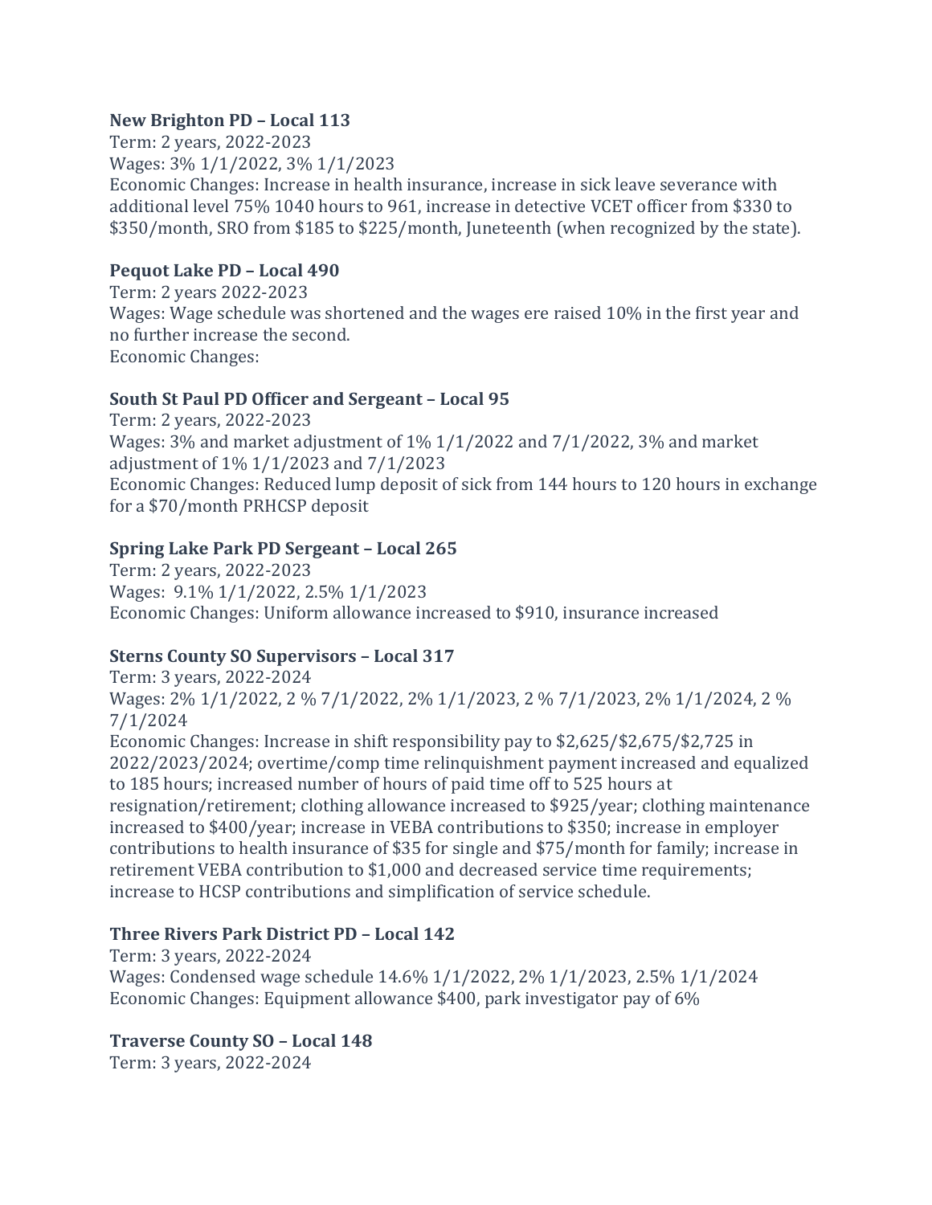**New Brighton PD – Local 113**
Term: 2 years, 2022-2023
Wages: 3% 1/1/2022, 3% 1/1/2023
Economic Changes: Increase in health insurance, increase in sick leave severance with additional level 75% 1040 hours to 961, increase in detective VCET officer from $330 to $350/month, SRO from $185 to $225/month, Juneteenth (when recognized by the state).

**Pequot Lake PD – Local 490**
Term: 2 years 2022-2023
Wages: Wage schedule was shortened and the wages ere raised 10% in the first year and no further increase the second.
Economic Changes:

**South St Paul PD Officer and Sergeant – Local 95**
Term: 2 years, 2022-2023
Wages: 3% and market adjustment of 1% 1/1/2022 and 7/1/2022, 3% and market adjustment of 1% 1/1/2023 and 7/1/2023
Economic Changes: Reduced lump deposit of sick from 144 hours to 120 hours in exchange for a $70/month PRHCSP deposit

**Spring Lake Park PD Sergeant – Local 265**
Term: 2 years, 2022-2023
Wages: 9.1% 1/1/2022, 2.5% 1/1/2023
Economic Changes: Uniform allowance increased to $910, insurance increased

**Sterns County SO Supervisors – Local 317**
Term: 3 years, 2022-2024
Wages: 2% 1/1/2022, 2 % 7/1/2022, 2% 1/1/2023, 2 % 7/1/2023, 2% 1/1/2024, 2 % 7/1/2024
Economic Changes: Increase in shift responsibility pay to $2,625/$2,675/$2,725 in 2022/2023/2024; overtime/comp time relinquishment payment increased and equalized to 185 hours; increased number of hours of paid time off to 525 hours at resignation/retirement; clothing allowance increased to $925/year; clothing maintenance increased to $400/year; increase in VEBA contributions to $350; increase in employer contributions to health insurance of $35 for single and $75/month for family; increase in retirement VEBA contribution to $1,000 and decreased service time requirements; increase to HCSP contributions and simplification of service schedule.

**Three Rivers Park District PD – Local 142**
Term: 3 years, 2022-2024
Wages: Condensed wage schedule 14.6% 1/1/2022, 2% 1/1/2023, 2.5% 1/1/2024
Economic Changes: Equipment allowance $400, park investigator pay of 6%

**Traverse County SO – Local 148**
Term: 3 years, 2022-2024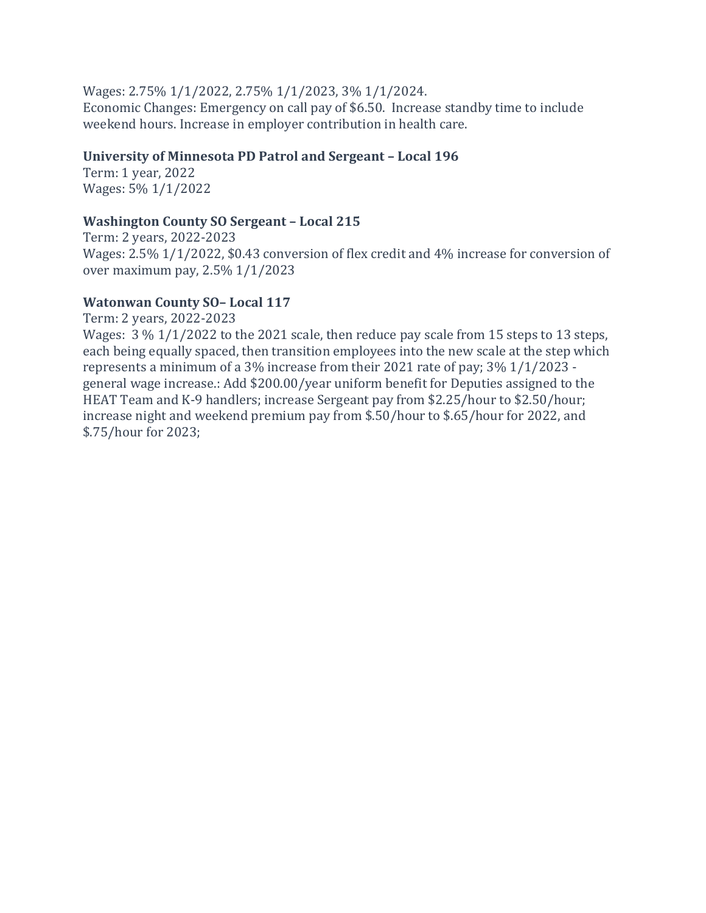Wages: 2.75% 1/1/2022, 2.75% 1/1/2023, 3% 1/1/2024.
Economic Changes: Emergency on call pay of $6.50. Increase standby time to include weekend hours. Increase in employer contribution in health care.

**University of Minnesota PD Patrol and Sergeant – Local 196**
Term: 1 year, 2022
Wages: 5% 1/1/2022

**Washington County SO Sergeant – Local 215**
Term: 2 years, 2022-2023
Wages: 2.5% 1/1/2022, $0.43 conversion of flex credit and 4% increase for conversion of over maximum pay, 2.5% 1/1/2023

**Watonwan County SO– Local 117**
Term: 2 years, 2022-2023
Wages: 3 % 1/1/2022 to the 2021 scale, then reduce pay scale from 15 steps to 13 steps, each being equally spaced, then transition employees into the new scale at the step which represents a minimum of a 3% increase from their 2021 rate of pay; 3% 1/1/2023 - general wage increase.: Add $200.00/year uniform benefit for Deputies assigned to the HEAT Team and K-9 handlers; increase Sergeant pay from $2.25/hour to $2.50/hour; increase night and weekend premium pay from $.50/hour to $.65/hour for 2022, and $.75/hour for 2023;